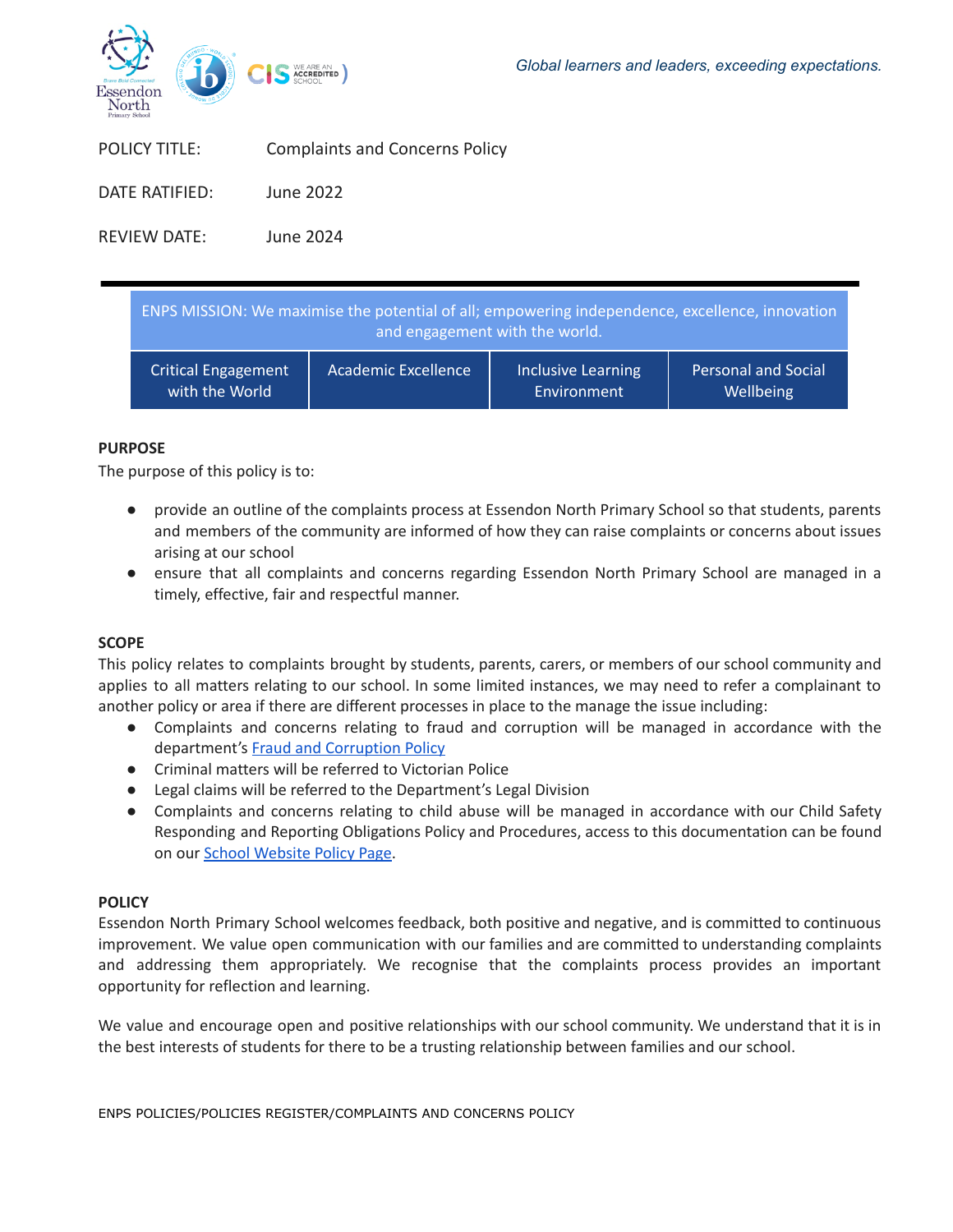*Global learners and leaders, exceeding expectations.*

| | |
|---|---|
| POLICY TITLE: | Complaints and Concerns Policy |
| DATE RATIFIED: | June 2022 |
| REVIEW DATE: | June 2024 |

| ENPS MISSION: We maximise the potential of all; empowering independence, excellence, innovation and engagement with the world. | | | |
|---|---|---|---|
| Critical Engagement with the World | Academic Excellence | Inclusive Learning Environment | Personal and Social Wellbeing |

**PURPOSE**

The purpose of this policy is to:

- provide an outline of the complaints process at Essendon North Primary School so that students, parents and members of the community are informed of how they can raise complaints or concerns about issues arising at our school
- ensure that all complaints and concerns regarding Essendon North Primary School are managed in a timely, effective, fair and respectful manner.

**SCOPE**

This policy relates to complaints brought by students, parents, carers, or members of our school community and applies to all matters relating to our school. In some limited instances, we may need to refer a complainant to another policy or area if there are different processes in place to the manage the issue including:

- Complaints and concerns relating to fraud and corruption will be managed in accordance with the department's Fraud and Corruption Policy
- Criminal matters will be referred to Victorian Police
- Legal claims will be referred to the Department's Legal Division
- Complaints and concerns relating to child abuse will be managed in accordance with our Child Safety Responding and Reporting Obligations Policy and Procedures, access to this documentation can be found on our School Website Policy Page.

**POLICY**

Essendon North Primary School welcomes feedback, both positive and negative, and is committed to continuous improvement. We value open communication with our families and are committed to understanding complaints and addressing them appropriately. We recognise that the complaints process provides an important opportunity for reflection and learning.

We value and encourage open and positive relationships with our school community. We understand that it is in the best interests of students for there to be a trusting relationship between families and our school.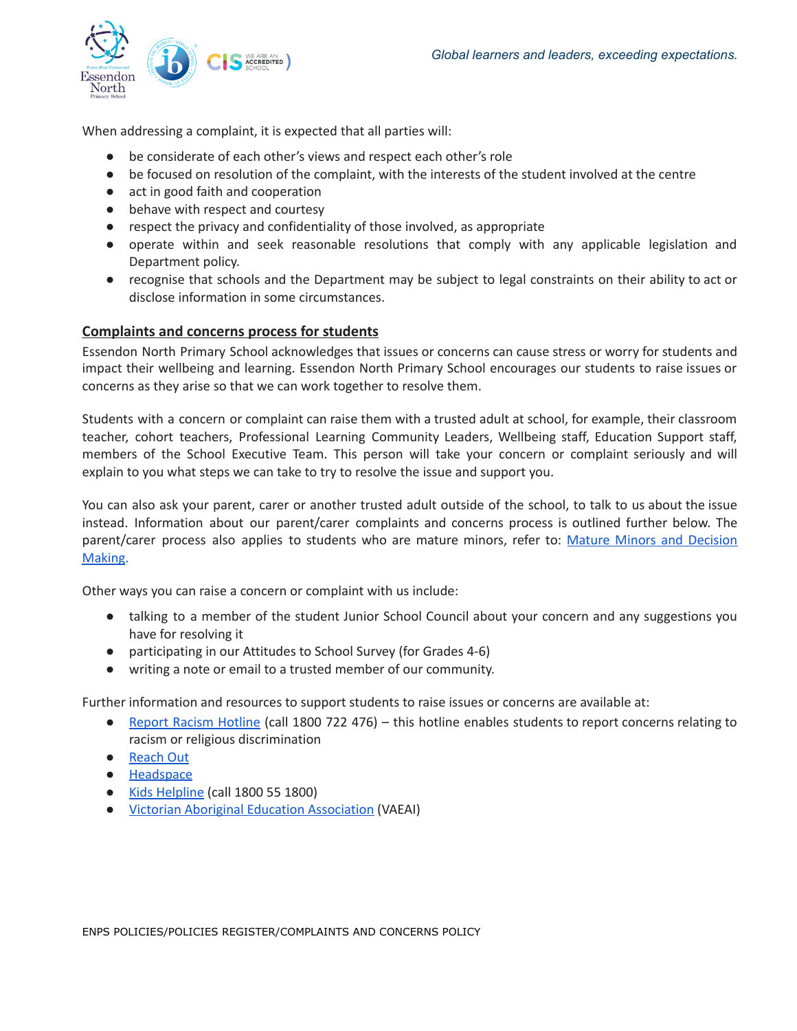When addressing a complaint, it is expected that all parties will:

- be considerate of each other's views and respect each other's role
- be focused on resolution of the complaint, with the interests of the student involved at the centre
- act in good faith and cooperation
- behave with respect and courtesy
- respect the privacy and confidentiality of those involved, as appropriate
- operate within and seek reasonable resolutions that comply with any applicable legislation and Department policy.
- recognise that schools and the Department may be subject to legal constraints on their ability to act or disclose information in some circumstances.

## Complaints and concerns process for students

Essendon North Primary School acknowledges that issues or concerns can cause stress or worry for students and impact their wellbeing and learning. Essendon North Primary School encourages our students to raise issues or concerns as they arise so that we can work together to resolve them.

Students with a concern or complaint can raise them with a trusted adult at school, for example, their classroom teacher, cohort teachers, Professional Learning Community Leaders, Wellbeing staff, Education Support staff, members of the School Executive Team. This person will take your concern or complaint seriously and will explain to you what steps we can take to try to resolve the issue and support you.

You can also ask your parent, carer or another trusted adult outside of the school, to talk to us about the issue instead. Information about our parent/carer complaints and concerns process is outlined further below. The parent/carer process also applies to students who are mature minors, refer to: Mature Minors and Decision Making.

Other ways you can raise a concern or complaint with us include:

- talking to a member of the student Junior School Council about your concern and any suggestions you have for resolving it
- participating in our Attitudes to School Survey (for Grades 4-6)
- writing a note or email to a trusted member of our community.

Further information and resources to support students to raise issues or concerns are available at:

- Report Racism Hotline (call 1800 722 476) – this hotline enables students to report concerns relating to racism or religious discrimination
- Reach Out
- Headspace
- Kids Helpline (call 1800 55 1800)
- Victorian Aboriginal Education Association (VAEAI)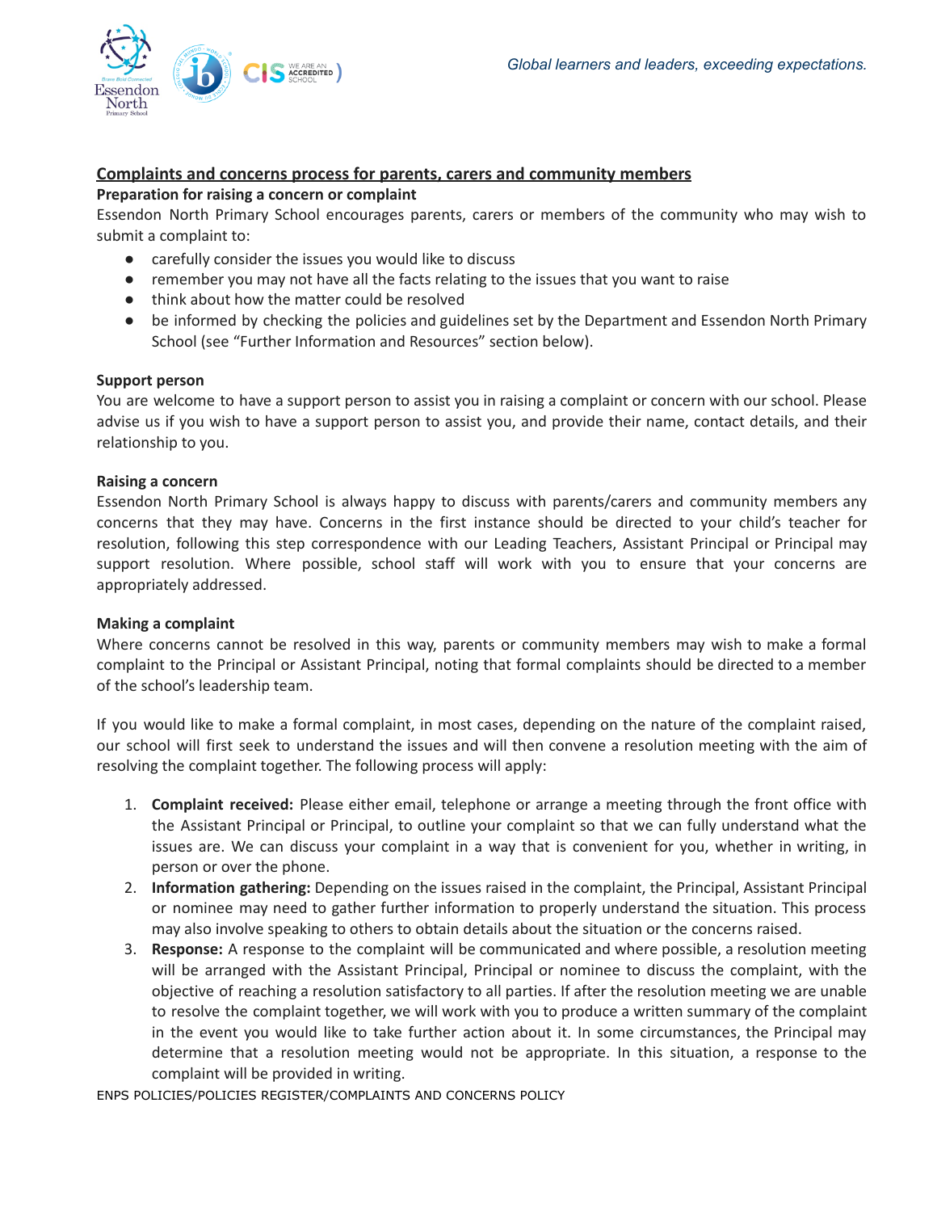## Complaints and concerns process for parents, carers and community members

### Preparation for raising a concern or complaint

Essendon North Primary School encourages parents, carers or members of the community who may wish to submit a complaint to:

- carefully consider the issues you would like to discuss
- remember you may not have all the facts relating to the issues that you want to raise
- think about how the matter could be resolved
- be informed by checking the policies and guidelines set by the Department and Essendon North Primary School (see "Further Information and Resources" section below).

### Support person

You are welcome to have a support person to assist you in raising a complaint or concern with our school. Please advise us if you wish to have a support person to assist you, and provide their name, contact details, and their relationship to you.

### Raising a concern

Essendon North Primary School is always happy to discuss with parents/carers and community members any concerns that they may have. Concerns in the first instance should be directed to your child's teacher for resolution, following this step correspondence with our Leading Teachers, Assistant Principal or Principal may support resolution. Where possible, school staff will work with you to ensure that your concerns are appropriately addressed.

### Making a complaint

Where concerns cannot be resolved in this way, parents or community members may wish to make a formal complaint to the Principal or Assistant Principal, noting that formal complaints should be directed to a member of the school's leadership team.

If you would like to make a formal complaint, in most cases, depending on the nature of the complaint raised, our school will first seek to understand the issues and will then convene a resolution meeting with the aim of resolving the complaint together. The following process will apply:

1. **Complaint received:** Please either email, telephone or arrange a meeting through the front office with the Assistant Principal or Principal, to outline your complaint so that we can fully understand what the issues are. We can discuss your complaint in a way that is convenient for you, whether in writing, in person or over the phone.
2. **Information gathering:** Depending on the issues raised in the complaint, the Principal, Assistant Principal or nominee may need to gather further information to properly understand the situation. This process may also involve speaking to others to obtain details about the situation or the concerns raised.
3. **Response:** A response to the complaint will be communicated and where possible, a resolution meeting will be arranged with the Assistant Principal, Principal or nominee to discuss the complaint, with the objective of reaching a resolution satisfactory to all parties. If after the resolution meeting we are unable to resolve the complaint together, we will work with you to produce a written summary of the complaint in the event you would like to take further action about it. In some circumstances, the Principal may determine that a resolution meeting would not be appropriate. In this situation, a response to the complaint will be provided in writing.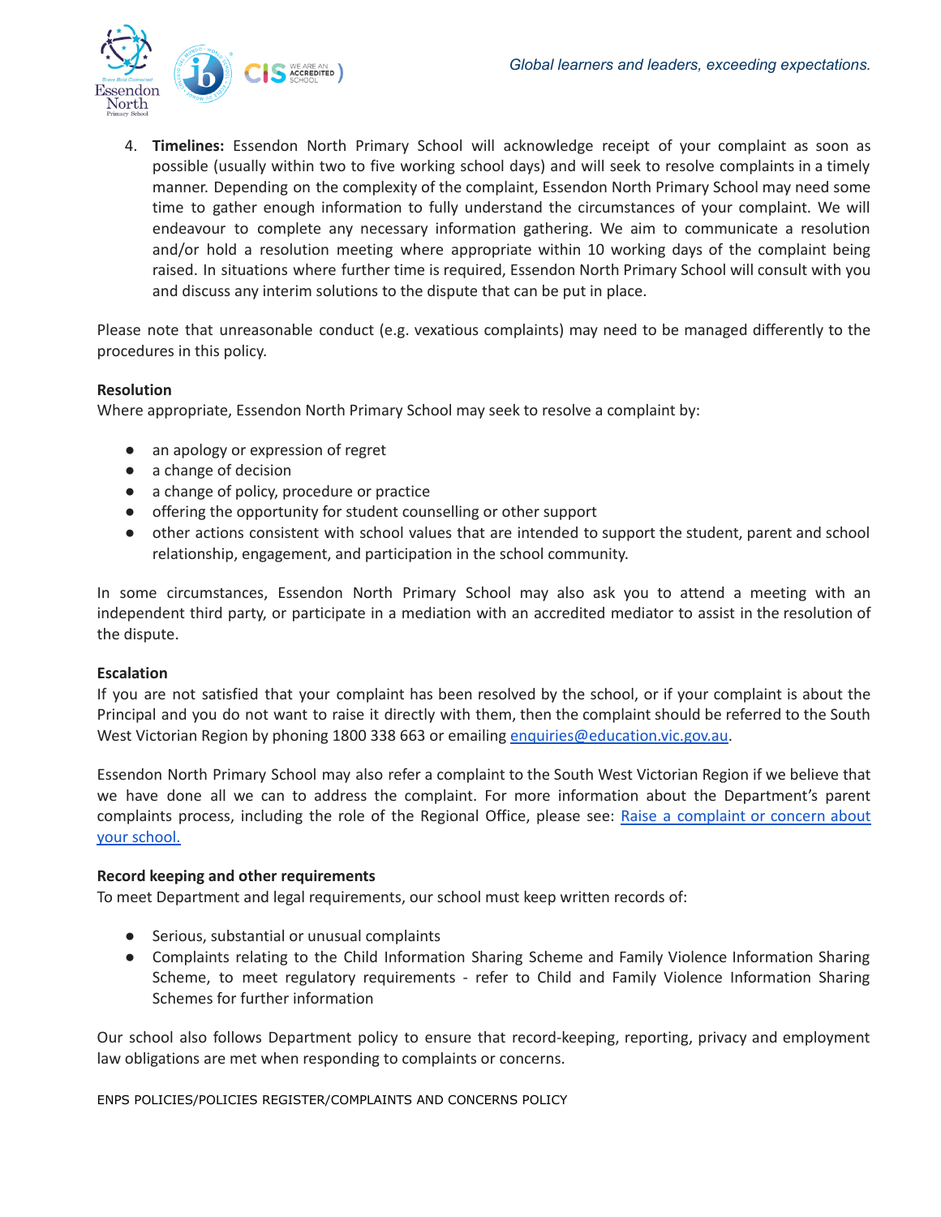4. **Timelines:** Essendon North Primary School will acknowledge receipt of your complaint as soon as possible (usually within two to five working school days) and will seek to resolve complaints in a timely manner. Depending on the complexity of the complaint, Essendon North Primary School may need some time to gather enough information to fully understand the circumstances of your complaint. We will endeavour to complete any necessary information gathering. We aim to communicate a resolution and/or hold a resolution meeting where appropriate within 10 working days of the complaint being raised. In situations where further time is required, Essendon North Primary School will consult with you and discuss any interim solutions to the dispute that can be put in place.

Please note that unreasonable conduct (e.g. vexatious complaints) may need to be managed differently to the procedures in this policy.

**Resolution**

Where appropriate, Essendon North Primary School may seek to resolve a complaint by:

- an apology or expression of regret
- a change of decision
- a change of policy, procedure or practice
- offering the opportunity for student counselling or other support
- other actions consistent with school values that are intended to support the student, parent and school relationship, engagement, and participation in the school community.

In some circumstances, Essendon North Primary School may also ask you to attend a meeting with an independent third party, or participate in a mediation with an accredited mediator to assist in the resolution of the dispute.

**Escalation**

If you are not satisfied that your complaint has been resolved by the school, or if your complaint is about the Principal and you do not want to raise it directly with them, then the complaint should be referred to the South West Victorian Region by phoning 1800 338 663 or emailing enquiries@education.vic.gov.au.

Essendon North Primary School may also refer a complaint to the South West Victorian Region if we believe that we have done all we can to address the complaint. For more information about the Department's parent complaints process, including the role of the Regional Office, please see: Raise a complaint or concern about your school.

**Record keeping and other requirements**

To meet Department and legal requirements, our school must keep written records of:

- Serious, substantial or unusual complaints
- Complaints relating to the Child Information Sharing Scheme and Family Violence Information Sharing Scheme, to meet regulatory requirements - refer to Child and Family Violence Information Sharing Schemes for further information

Our school also follows Department policy to ensure that record-keeping, reporting, privacy and employment law obligations are met when responding to complaints or concerns.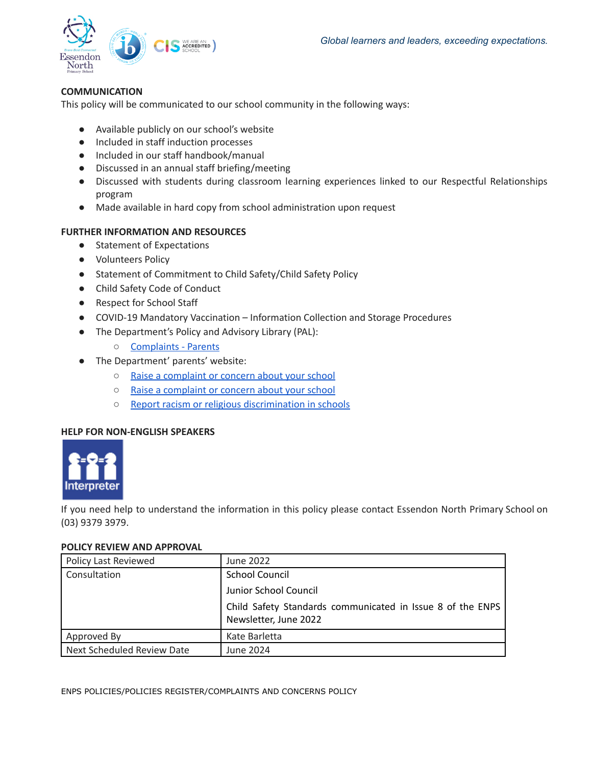**COMMUNICATION**

This policy will be communicated to our school community in the following ways:

- Available publicly on our school's website
- Included in staff induction processes
- Included in our staff handbook/manual
- Discussed in an annual staff briefing/meeting
- Discussed with students during classroom learning experiences linked to our Respectful Relationships program
- Made available in hard copy from school administration upon request

**FURTHER INFORMATION AND RESOURCES**

- Statement of Expectations
- Volunteers Policy
- Statement of Commitment to Child Safety/Child Safety Policy
- Child Safety Code of Conduct
- Respect for School Staff
- COVID-19 Mandatory Vaccination – Information Collection and Storage Procedures
- The Department's Policy and Advisory Library (PAL):
  - Complaints - Parents
- The Department' parents' website:
  - Raise a complaint or concern about your school
  - Raise a complaint or concern about your school
  - Report racism or religious discrimination in schools

**HELP FOR NON-ENGLISH SPEAKERS**

Interpreter

If you need help to understand the information in this policy please contact Essendon North Primary School on (03) 9379 3979.

**POLICY REVIEW AND APPROVAL**

| | |
|---|---|
| Policy Last Reviewed | June 2022 |
| Consultation | School Council<br>Junior School Council<br>Child Safety Standards communicated in Issue 8 of the ENPS Newsletter, June 2022 |
| Approved By | Kate Barletta |
| Next Scheduled Review Date | June 2024 |